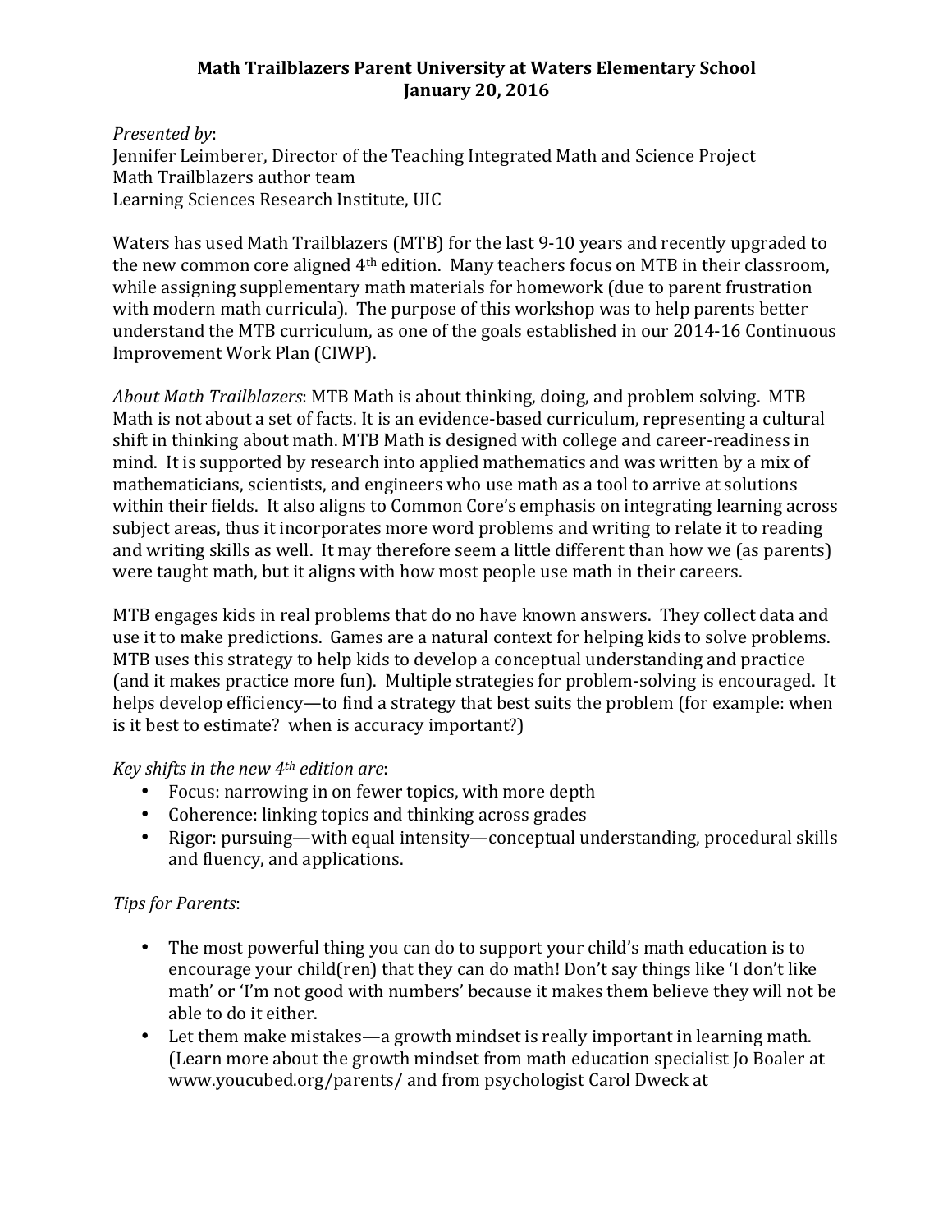**Math Trailblazers Parent University at Waters Elementary School**
**January 20, 2016**

*Presented by*:
Jennifer Leimberer, Director of the Teaching Integrated Math and Science Project
Math Trailblazers author team
Learning Sciences Research Institute, UIC

Waters has used Math Trailblazers (MTB) for the last 9-10 years and recently upgraded to the new common core aligned 4th edition. Many teachers focus on MTB in their classroom, while assigning supplementary math materials for homework (due to parent frustration with modern math curricula). The purpose of this workshop was to help parents better understand the MTB curriculum, as one of the goals established in our 2014-16 Continuous Improvement Work Plan (CIWP).

*About Math Trailblazers*: MTB Math is about thinking, doing, and problem solving. MTB Math is not about a set of facts. It is an evidence-based curriculum, representing a cultural shift in thinking about math. MTB Math is designed with college and career-readiness in mind. It is supported by research into applied mathematics and was written by a mix of mathematicians, scientists, and engineers who use math as a tool to arrive at solutions within their fields. It also aligns to Common Core's emphasis on integrating learning across subject areas, thus it incorporates more word problems and writing to relate it to reading and writing skills as well. It may therefore seem a little different than how we (as parents) were taught math, but it aligns with how most people use math in their careers.

MTB engages kids in real problems that do no have known answers. They collect data and use it to make predictions. Games are a natural context for helping kids to solve problems. MTB uses this strategy to help kids to develop a conceptual understanding and practice (and it makes practice more fun). Multiple strategies for problem-solving is encouraged. It helps develop efficiency—to find a strategy that best suits the problem (for example: when is it best to estimate? when is accuracy important?)

*Key shifts in the new 4th edition are*:

- Focus: narrowing in on fewer topics, with more depth
- Coherence: linking topics and thinking across grades
- Rigor: pursuing—with equal intensity—conceptual understanding, procedural skills and fluency, and applications.

*Tips for Parents*:

- The most powerful thing you can do to support your child's math education is to encourage your child(ren) that they can do math! Don't say things like 'I don't like math' or 'I'm not good with numbers' because it makes them believe they will not be able to do it either.
- Let them make mistakes—a growth mindset is really important in learning math. (Learn more about the growth mindset from math education specialist Jo Boaler at www.youcubed.org/parents/ and from psychologist Carol Dweck at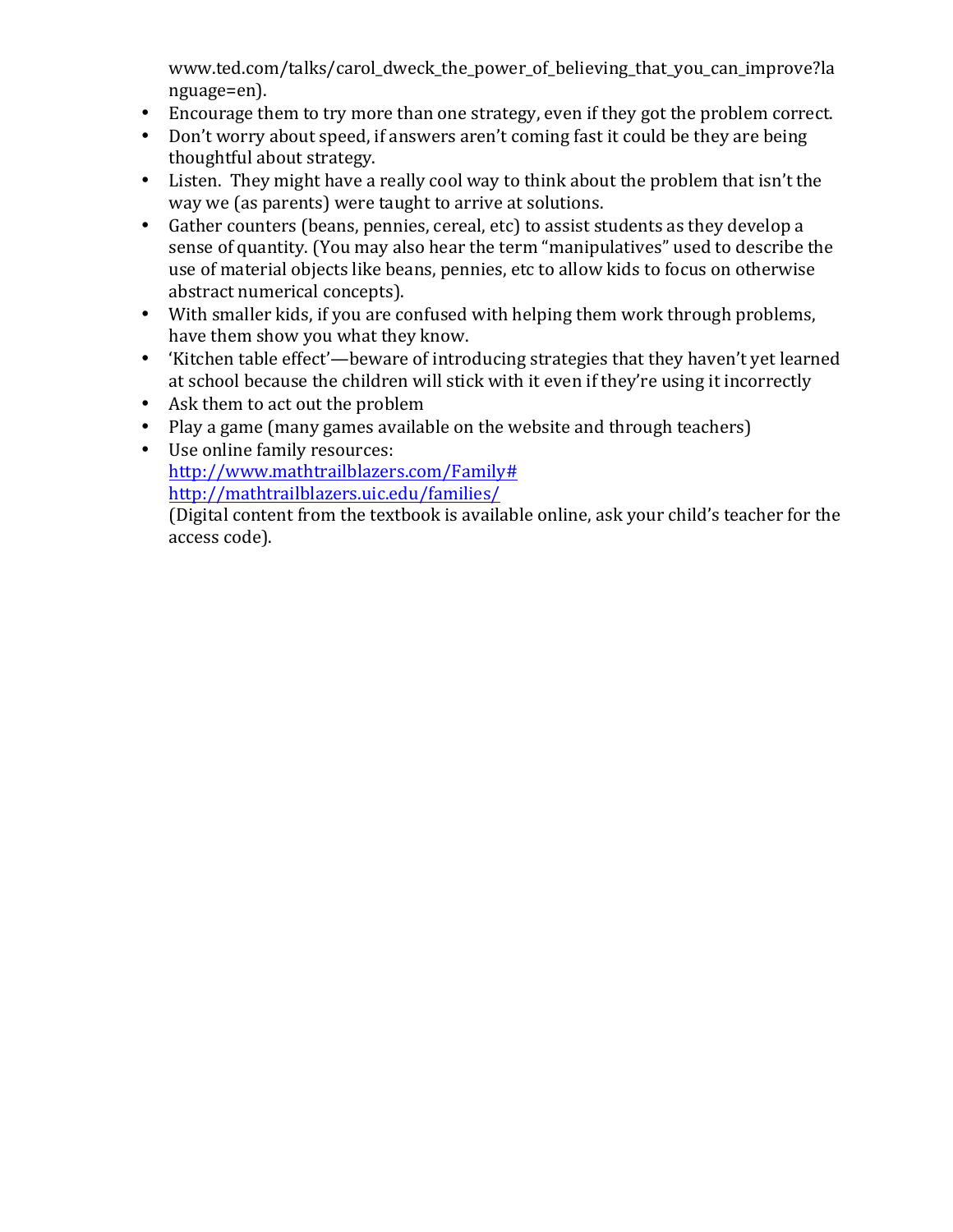www.ted.com/talks/carol_dweck_the_power_of_believing_that_you_can_improve?language=en).

- Encourage them to try more than one strategy, even if they got the problem correct.
- Don't worry about speed, if answers aren't coming fast it could be they are being thoughtful about strategy.
- Listen. They might have a really cool way to think about the problem that isn't the way we (as parents) were taught to arrive at solutions.
- Gather counters (beans, pennies, cereal, etc) to assist students as they develop a sense of quantity. (You may also hear the term "manipulatives" used to describe the use of material objects like beans, pennies, etc to allow kids to focus on otherwise abstract numerical concepts).
- With smaller kids, if you are confused with helping them work through problems, have them show you what they know.
- 'Kitchen table effect'—beware of introducing strategies that they haven't yet learned at school because the children will stick with it even if they're using it incorrectly
- Ask them to act out the problem
- Play a game (many games available on the website and through teachers)
- Use online family resources:
  http://www.mathtrailblazers.com/Family#
  http://mathtrailblazers.uic.edu/families/
  (Digital content from the textbook is available online, ask your child's teacher for the access code).